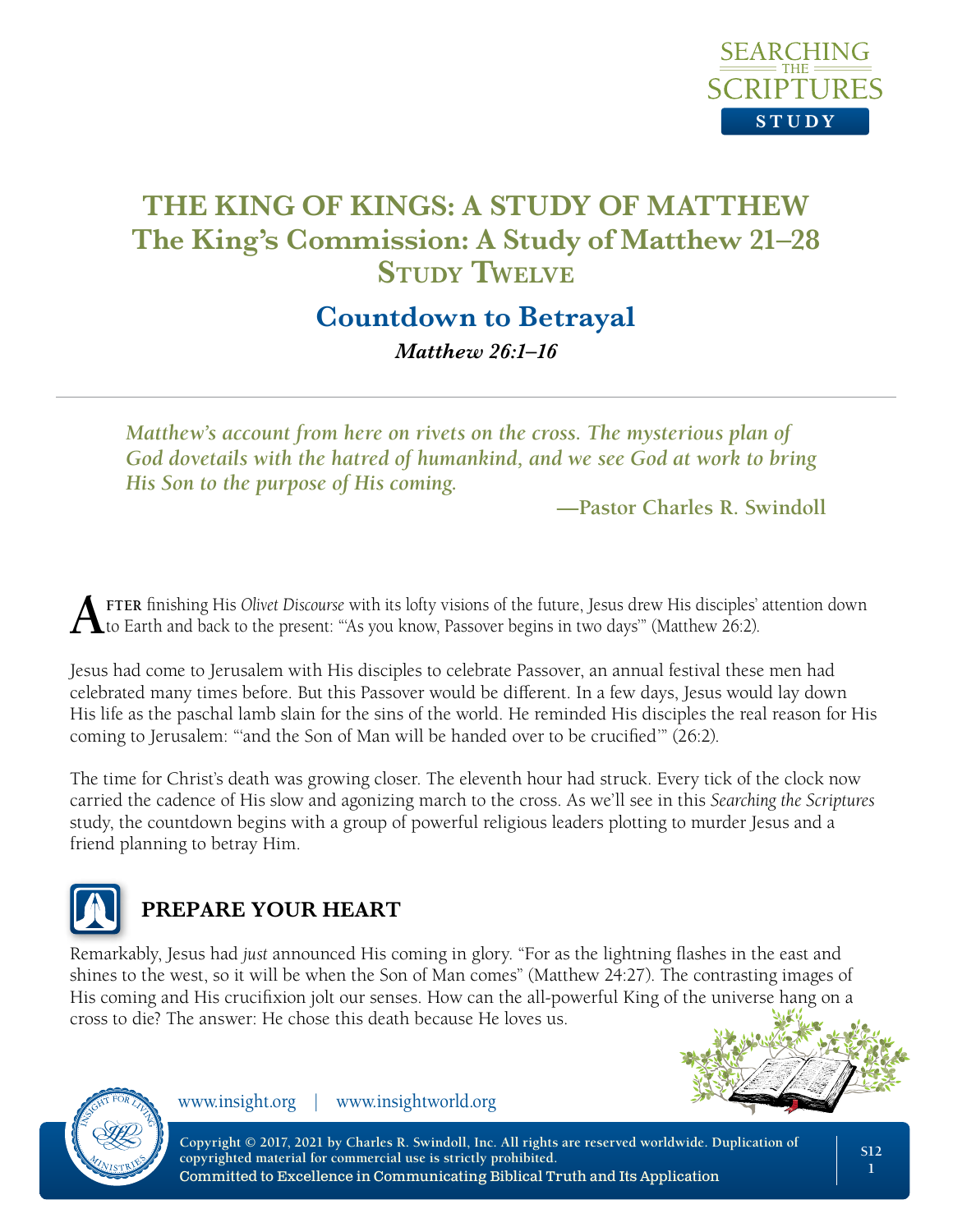# THE KING OF KINGS: A STUDY OF MATTHEW

## The King's Commission: A Study of Matthew 21–28

## Study Twelve

## Countdown to Betrayal

***Matthew 26:1–16***

---

> ***Matthew's account from here on rivets on the cross. The mysterious plan of God dovetails with the hatred of humankind, and we see God at work to bring His Son to the purpose of His coming.***
>
> **—Pastor Charles R. Swindoll**

After finishing His *Olivet Discourse* with its lofty visions of the future, Jesus drew His disciples' attention down to Earth and back to the present: "'As you know, Passover begins in two days'" (Matthew 26:2).

Jesus had come to Jerusalem with His disciples to celebrate Passover, an annual festival these men had celebrated many times before. But this Passover would be different. In a few days, Jesus would lay down His life as the paschal lamb slain for the sins of the world. He reminded His disciples the real reason for His coming to Jerusalem: "'and the Son of Man will be handed over to be crucified'" (26:2).

The time for Christ's death was growing closer. The eleventh hour had struck. Every tick of the clock now carried the cadence of His slow and agonizing march to the cross. As we'll see in this *Searching the Scriptures* study, the countdown begins with a group of powerful religious leaders plotting to murder Jesus and a friend planning to betray Him.

## PREPARE YOUR HEART

Remarkably, Jesus had *just* announced His coming in glory. "For as the lightning flashes in the east and shines to the west, so it will be when the Son of Man comes" (Matthew 24:27). The contrasting images of His coming and His crucifixion jolt our senses. How can the all-powerful King of the universe hang on a cross to die? The answer: He chose this death because He loves us.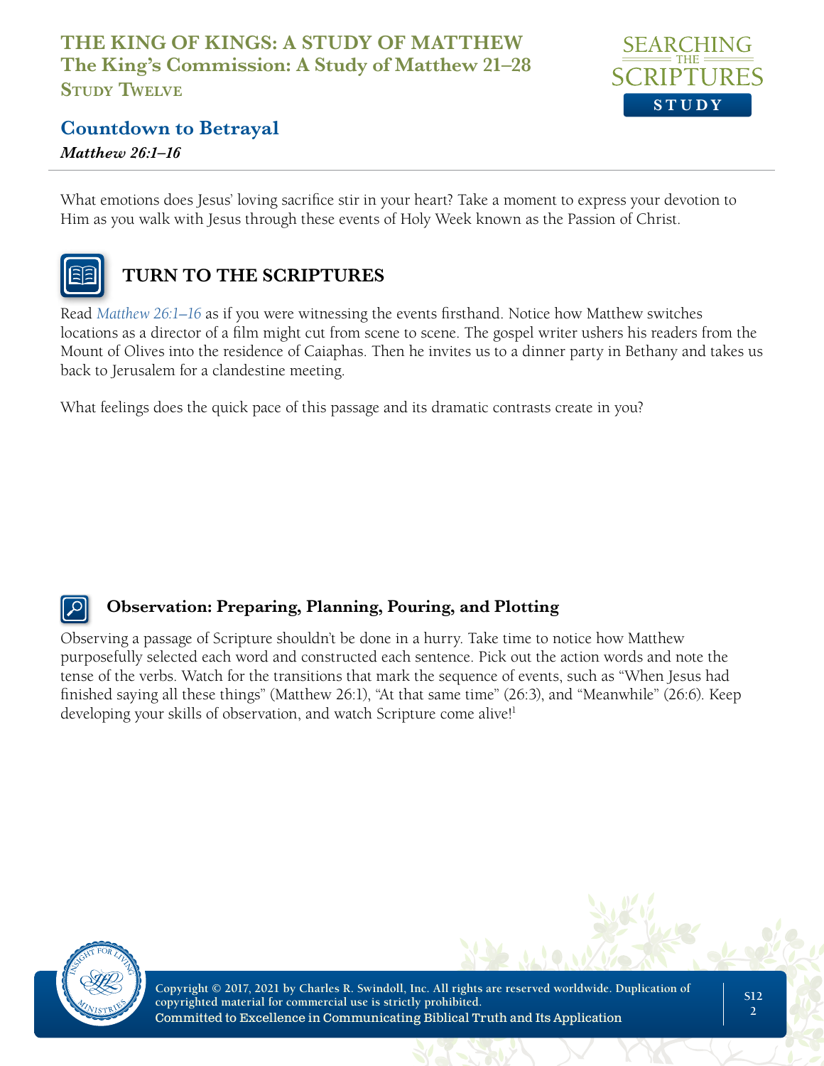What emotions does Jesus' loving sacrifice stir in your heart? Take a moment to express your devotion to Him as you walk with Jesus through these events of Holy Week known as the Passion of Christ.

## TURN TO THE SCRIPTURES

Read *Matthew 26:1–16* as if you were witnessing the events firsthand. Notice how Matthew switches locations as a director of a film might cut from scene to scene. The gospel writer ushers his readers from the Mount of Olives into the residence of Caiaphas. Then he invites us to a dinner party in Bethany and takes us back to Jerusalem for a clandestine meeting.

What feelings does the quick pace of this passage and its dramatic contrasts create in you?

### Observation: Preparing, Planning, Pouring, and Plotting

Observing a passage of Scripture shouldn't be done in a hurry. Take time to notice how Matthew purposefully selected each word and constructed each sentence. Pick out the action words and note the tense of the verbs. Watch for the transitions that mark the sequence of events, such as "When Jesus had finished saying all these things" (Matthew 26:1), "At that same time" (26:3), and "Meanwhile" (26:6). Keep developing your skills of observation, and watch Scripture come alive![1]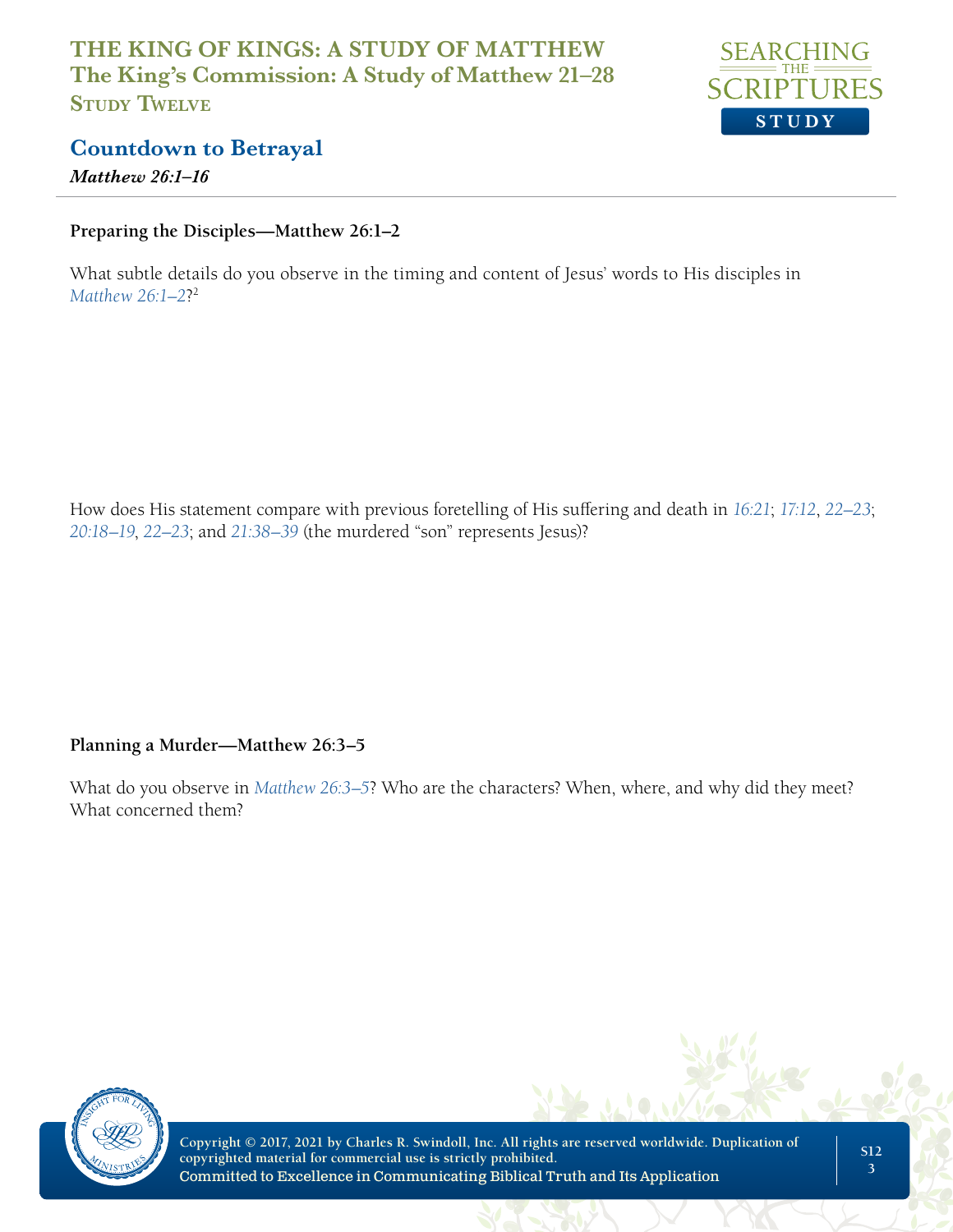# THE KING OF KINGS: A STUDY OF MATTHEW
## The King's Commission: A Study of Matthew 21–28
### Study Twelve

## Countdown to Betrayal
*Matthew 26:1–16*

**Preparing the Disciples—Matthew 26:1–2**

What subtle details do you observe in the timing and content of Jesus' words to His disciples in *Matthew 26:1–2*?[2]

How does His statement compare with previous foretelling of His suffering and death in *16:21*; *17:12*, *22–23*; *20:18–19*, *22–23*; and *21:38–39* (the murdered "son" represents Jesus)?

**Planning a Murder—Matthew 26:3–5**

What do you observe in *Matthew 26:3–5*? Who are the characters? When, where, and why did they meet? What concerned them?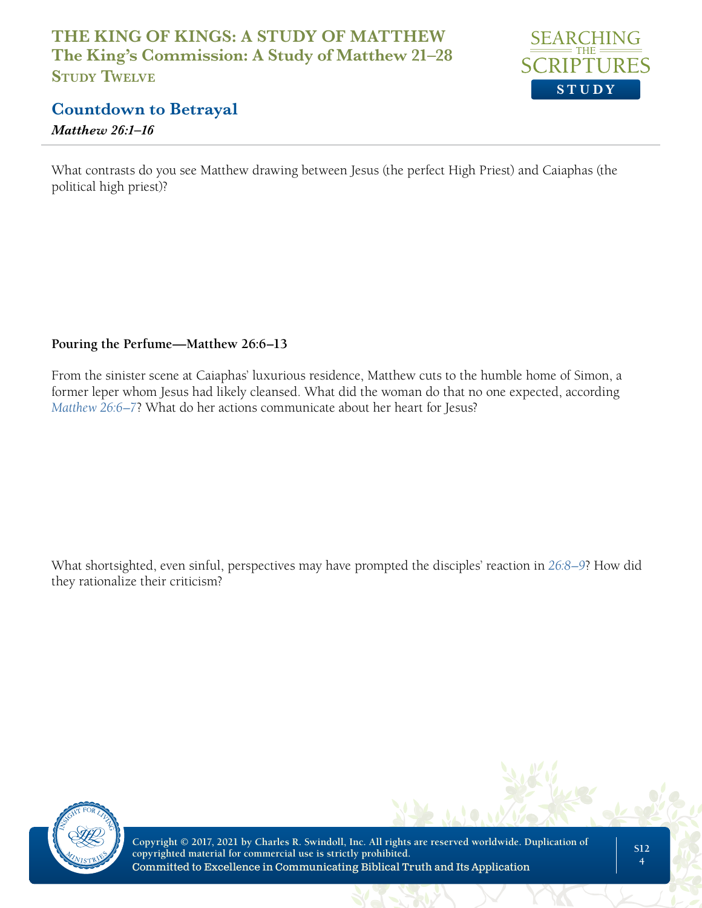What contrasts do you see Matthew drawing between Jesus (the perfect High Priest) and Caiaphas (the political high priest)?

**Pouring the Perfume—Matthew 26:6–13**

From the sinister scene at Caiaphas' luxurious residence, Matthew cuts to the humble home of Simon, a former leper whom Jesus had likely cleansed. What did the woman do that no one expected, according *Matthew 26:6–7*? What do her actions communicate about her heart for Jesus?

What shortsighted, even sinful, perspectives may have prompted the disciples' reaction in *26:8–9*? How did they rationalize their criticism?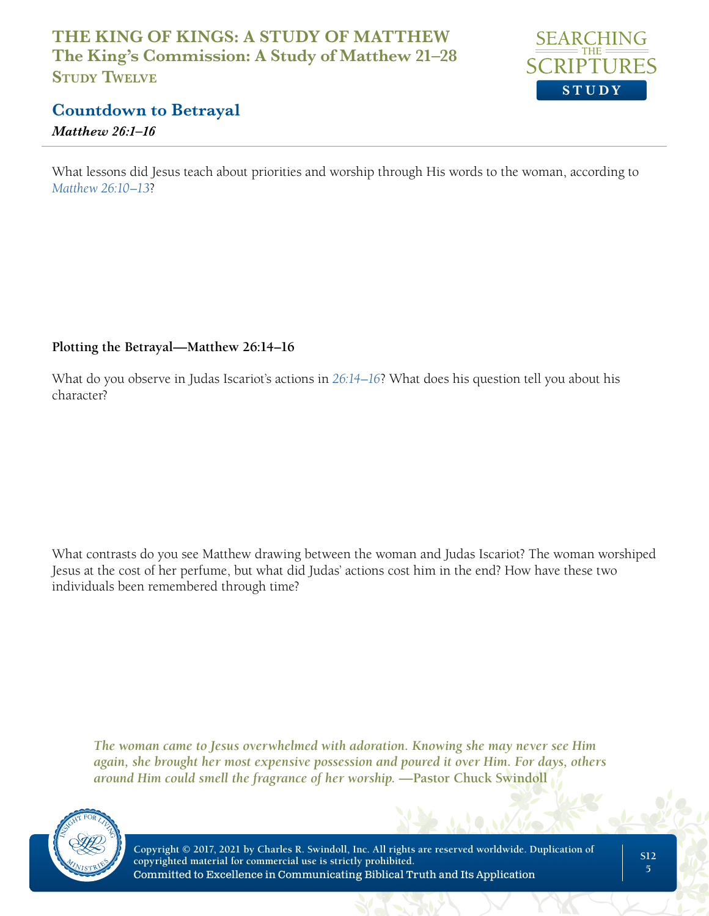What lessons did Jesus teach about priorities and worship through His words to the woman, according to *Matthew 26:10–13*?

**Plotting the Betrayal—Matthew 26:14–16**

What do you observe in Judas Iscariot's actions in *26:14–16*? What does his question tell you about his character?

What contrasts do you see Matthew drawing between the woman and Judas Iscariot? The woman worshiped Jesus at the cost of her perfume, but what did Judas' actions cost him in the end? How have these two individuals been remembered through time?

> ***The woman came to Jesus overwhelmed with adoration. Knowing she may never see Him again, she brought her most expensive possession and poured it over Him. For days, others around Him could smell the fragrance of her worship.* —Pastor Chuck Swindoll**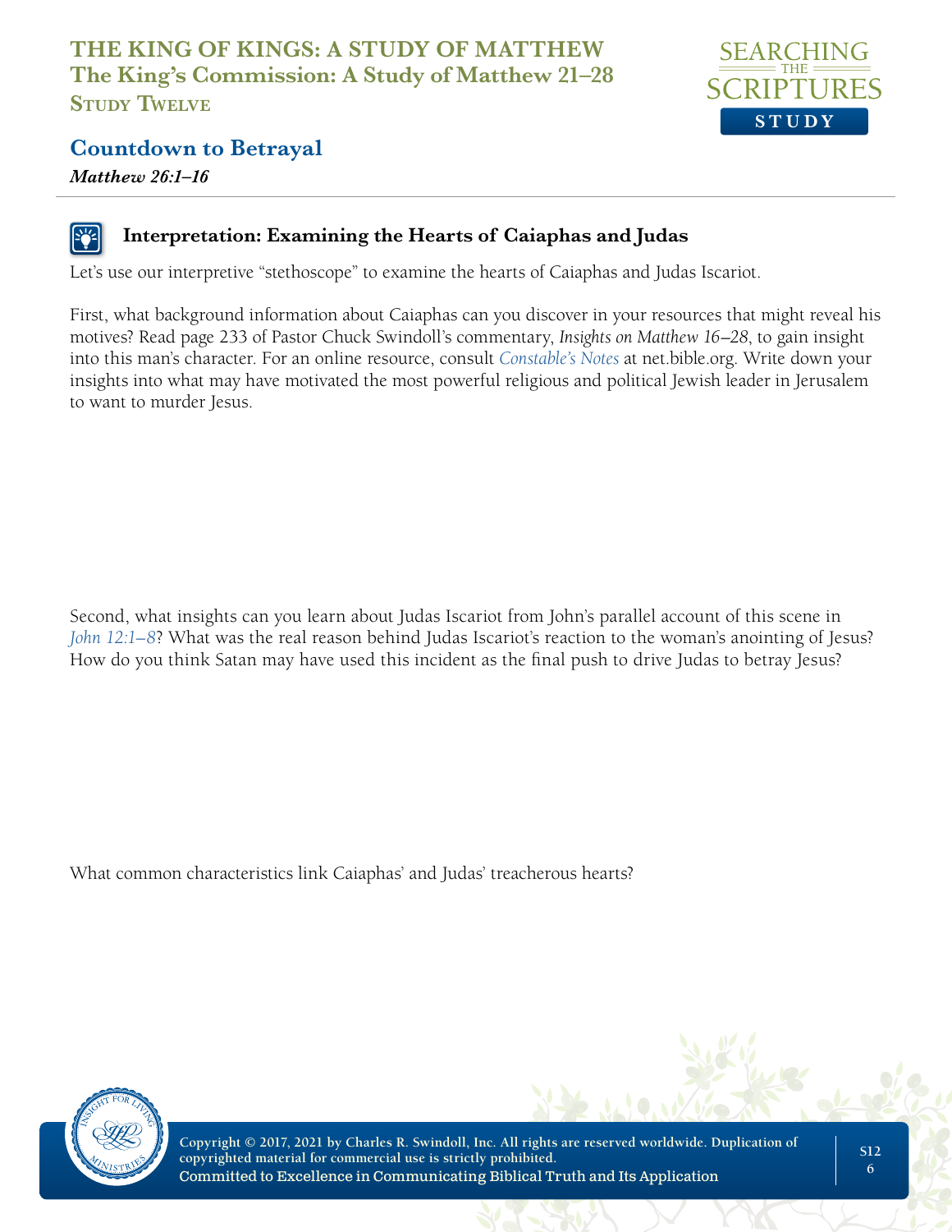# Countdown to Betrayal

*Matthew 26:1–16*

### Interpretation: Examining the Hearts of Caiaphas and Judas

Let's use our interpretive "stethoscope" to examine the hearts of Caiaphas and Judas Iscariot.

First, what background information about Caiaphas can you discover in your resources that might reveal his motives? Read page 233 of Pastor Chuck Swindoll's commentary, *Insights on Matthew 16–28*, to gain insight into this man's character. For an online resource, consult *Constable's Notes* at net.bible.org. Write down your insights into what may have motivated the most powerful religious and political Jewish leader in Jerusalem to want to murder Jesus.

Second, what insights can you learn about Judas Iscariot from John's parallel account of this scene in *John 12:1–8*? What was the real reason behind Judas Iscariot's reaction to the woman's anointing of Jesus? How do you think Satan may have used this incident as the final push to drive Judas to betray Jesus?

What common characteristics link Caiaphas' and Judas' treacherous hearts?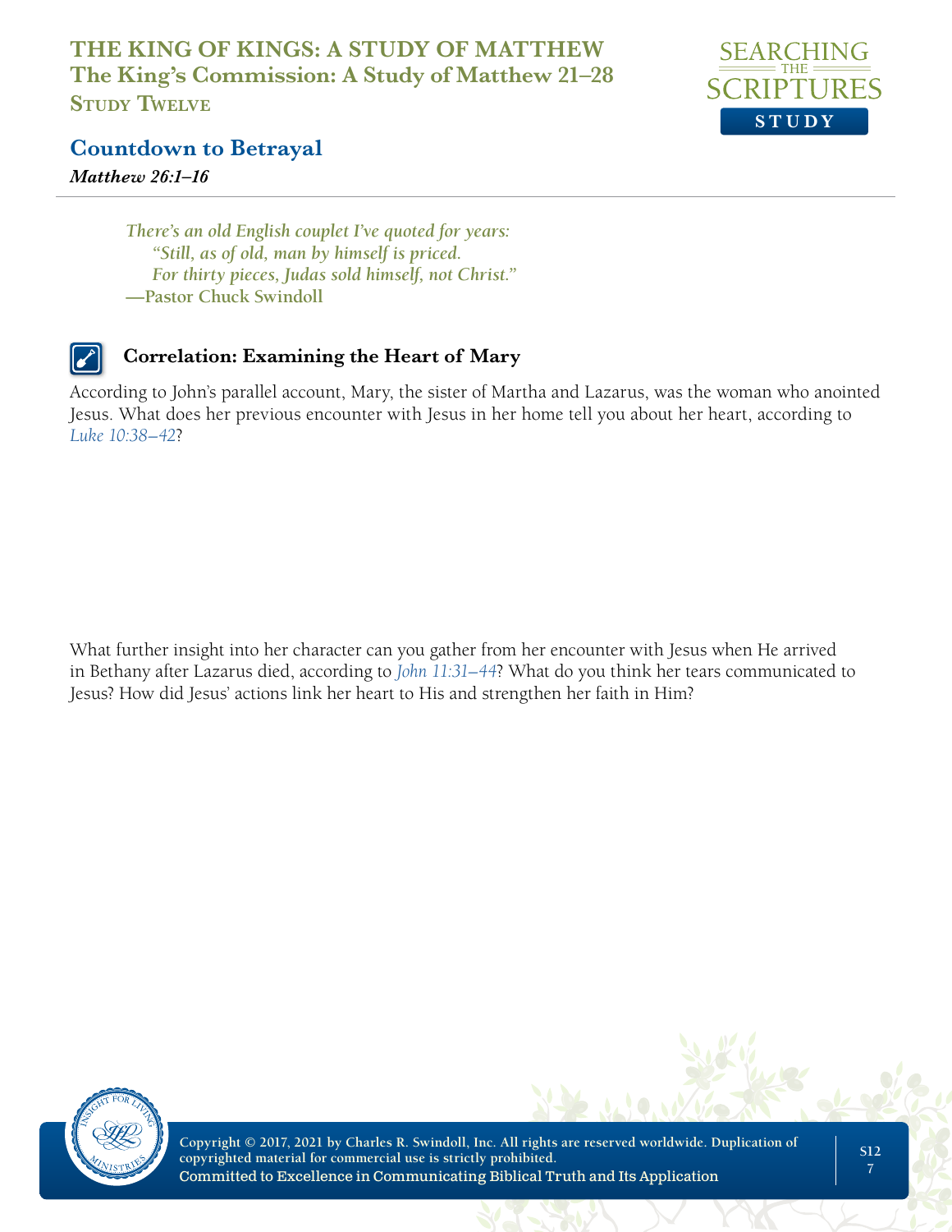# THE KING OF KINGS: A STUDY OF MATTHEW
## The King's Commission: A Study of Matthew 21–28
### Study Twelve

## Countdown to Betrayal
*Matthew 26:1–16*

> *There's an old English couplet I've quoted for years:*
> *"Still, as of old, man by himself is priced.*
> *For thirty pieces, Judas sold himself, not Christ."*
> **—Pastor Chuck Swindoll**

### Correlation: Examining the Heart of Mary

According to John's parallel account, Mary, the sister of Martha and Lazarus, was the woman who anointed Jesus. What does her previous encounter with Jesus in her home tell you about her heart, according to *Luke 10:38–42*?

What further insight into her character can you gather from her encounter with Jesus when He arrived in Bethany after Lazarus died, according to *John 11:31–44*? What do you think her tears communicated to Jesus? How did Jesus' actions link her heart to His and strengthen her faith in Him?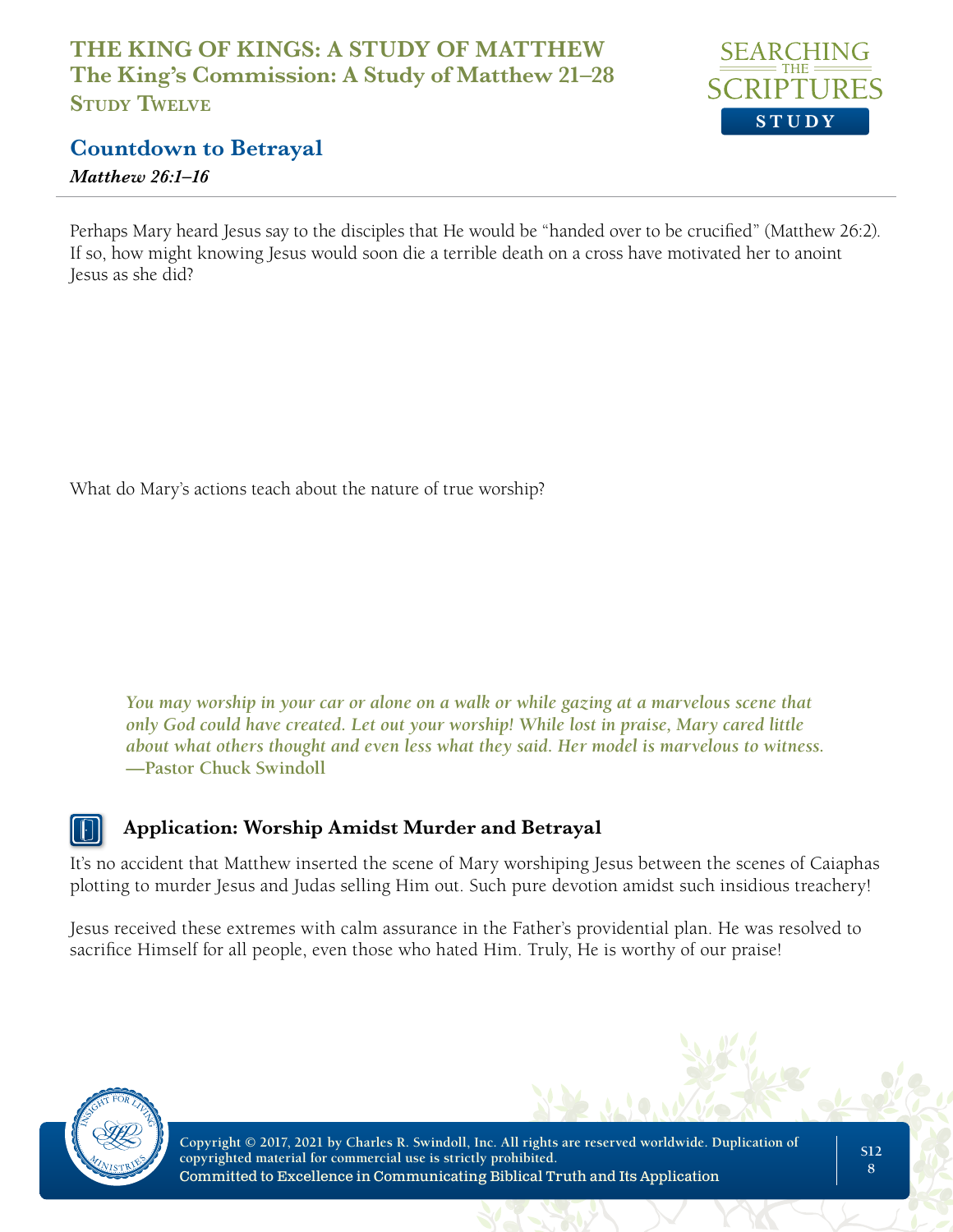Perhaps Mary heard Jesus say to the disciples that He would be "handed over to be crucified" (Matthew 26:2). If so, how might knowing Jesus would soon die a terrible death on a cross have motivated her to anoint Jesus as she did?

What do Mary's actions teach about the nature of true worship?

> ***You may worship in your car or alone on a walk or while gazing at a marvelous scene that only God could have created. Let out your worship! While lost in praise, Mary cared little about what others thought and even less what they said. Her model is marvelous to witness.***
> **—Pastor Chuck Swindoll**

### Application: Worship Amidst Murder and Betrayal

It's no accident that Matthew inserted the scene of Mary worshiping Jesus between the scenes of Caiaphas plotting to murder Jesus and Judas selling Him out. Such pure devotion amidst such insidious treachery!

Jesus received these extremes with calm assurance in the Father's providential plan. He was resolved to sacrifice Himself for all people, even those who hated Him. Truly, He is worthy of our praise!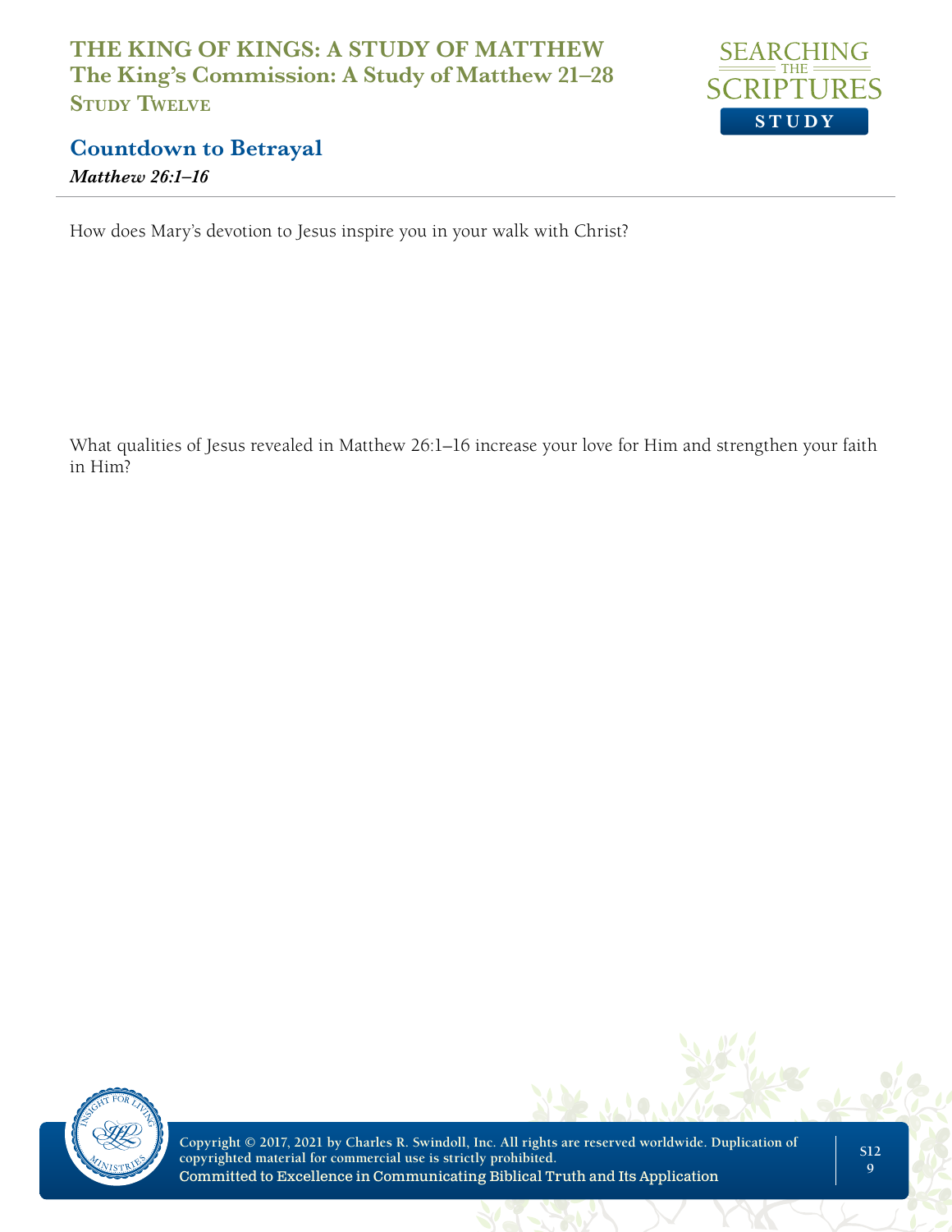## Countdown to Betrayal

***Matthew 26:1–16***

How does Mary's devotion to Jesus inspire you in your walk with Christ?

What qualities of Jesus revealed in Matthew 26:1–16 increase your love for Him and strengthen your faith in Him?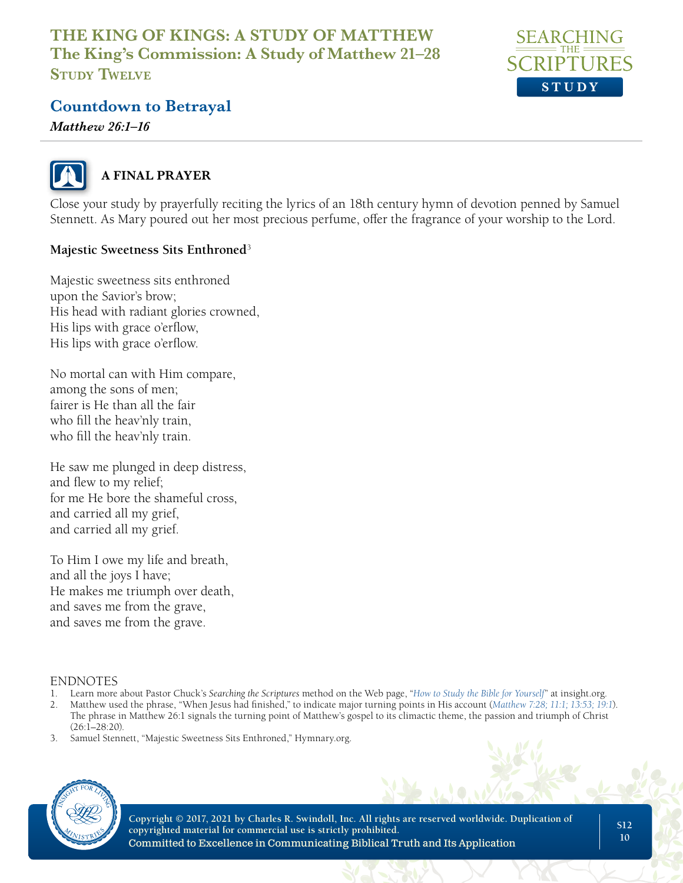## A FINAL PRAYER

Close your study by prayerfully reciting the lyrics of an 18th century hymn of devotion penned by Samuel Stennett. As Mary poured out her most precious perfume, offer the fragrance of your worship to the Lord.

**Majestic Sweetness Sits Enthroned**[3]

Majestic sweetness sits enthroned
upon the Savior's brow;
His head with radiant glories crowned,
His lips with grace o'erflow,
His lips with grace o'erflow.

No mortal can with Him compare,
among the sons of men;
fairer is He than all the fair
who fill the heav'nly train,
who fill the heav'nly train.

He saw me plunged in deep distress,
and flew to my relief;
for me He bore the shameful cross,
and carried all my grief,
and carried all my grief.

To Him I owe my life and breath,
and all the joys I have;
He makes me triumph over death,
and saves me from the grave,
and saves me from the grave.

ENDNOTES

1. Learn more about Pastor Chuck's *Searching the Scriptures* method on the Web page, "*How to Study the Bible for Yourself*" at insight.org.
2. Matthew used the phrase, "When Jesus had finished," to indicate major turning points in His account (*Matthew 7:28; 11:1; 13:53; 19:1*). The phrase in Matthew 26:1 signals the turning point of Matthew's gospel to its climactic theme, the passion and triumph of Christ (26:1–28:20).
3. Samuel Stennett, "Majestic Sweetness Sits Enthroned," Hymnary.org.

**Copyright © 2017, 2021 by Charles R. Swindoll, Inc. All rights are reserved worldwide. Duplication of copyrighted material for commercial use is strictly prohibited.**
**Committed to Excellence in Communicating Biblical Truth and Its Application**